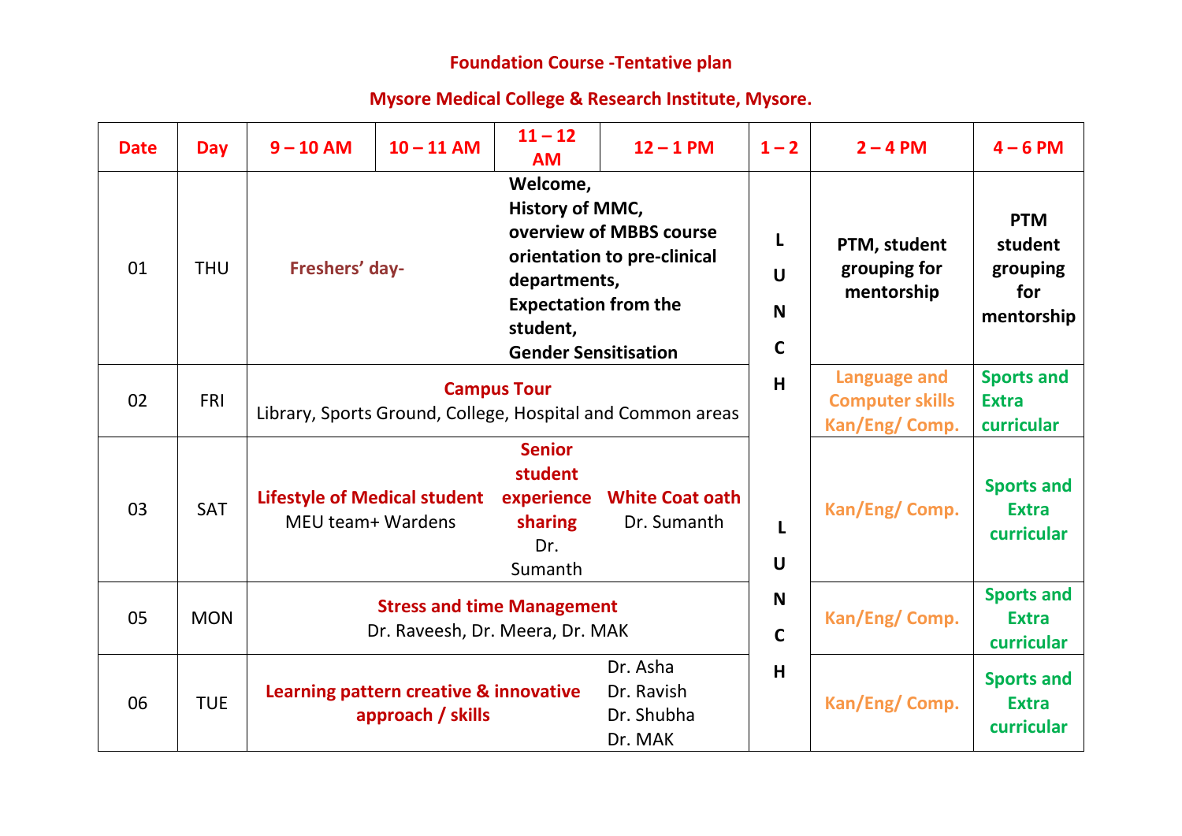**Foundation Course -Tentative plan**

**Mysore Medical College & Research Institute, Mysore.**

| Date | Day | 9 – 10 AM | 10 – 11 AM | 11 – 12 AM | 12 – 1 PM | 1 – 2 | 2 – 4 PM | 4 – 6 PM |
|---|---|---|---|---|---|---|---|---|
| 01 | THU | **Freshers' day-** | | **Welcome, History of MMC, overview of MBBS course orientation to pre-clinical departments, Expectation from the student, Gender Sensitisation** | | LUNCH | **PTM, student grouping for mentorship** | **PTM student grouping for mentorship** |
| 02 | FRI | **Campus Tour** Library, Sports Ground, College, Hospital and Common areas | | | | LUNCH | **Language and Computer skills Kan/Eng/ Comp.** | **Sports and Extra curricular** |
| 03 | SAT | **Lifestyle of Medical student** MEU team+ Wardens | | **Senior student experience sharing** Dr. Sumanth | **White Coat oath** Dr. Sumanth | LUNCH | **Kan/Eng/ Comp.** | **Sports and Extra curricular** |
| 05 | MON | **Stress and time Management** Dr. Raveesh, Dr. Meera, Dr. MAK | | | | LUNCH | **Kan/Eng/ Comp.** | **Sports and Extra curricular** |
| 06 | TUE | **Learning pattern creative & innovative approach / skills** | | | Dr. Asha Dr. Ravish Dr. Shubha Dr. MAK | LUNCH | **Kan/Eng/ Comp.** | **Sports and Extra curricular** |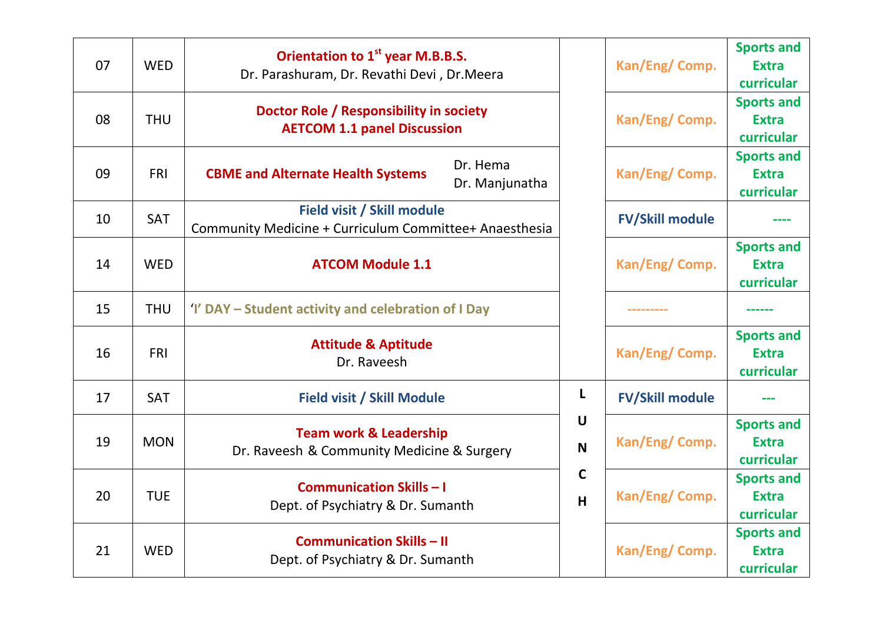| 07 | WED | **Orientation to 1st year M.B.B.S.** Dr. Parashuram, Dr. Revathi Devi , Dr.Meera | | **Kan/Eng/ Comp.** | **Sports and Extra curricular** |
|---|---|---|---|---|---|
| 08 | THU | **Doctor Role / Responsibility in society AETCOM 1.1 panel Discussion** | | **Kan/Eng/ Comp.** | **Sports and Extra curricular** |
| 09 | FRI | **CBME and Alternate Health Systems** Dr. Hema Dr. Manjunatha | | **Kan/Eng/ Comp.** | **Sports and Extra curricular** |
| 10 | SAT | **Field visit / Skill module** Community Medicine + Curriculum Committee+ Anaesthesia | | **FV/Skill module** | ---- |
| 14 | WED | **ATCOM Module 1.1** | | **Kan/Eng/ Comp.** | **Sports and Extra curricular** |
| 15 | THU | **'I' DAY – Student activity and celebration of I Day** | | --------- | ------ |
| 16 | FRI | **Attitude & Aptitude** Dr. Raveesh | | **Kan/Eng/ Comp.** | **Sports and Extra curricular** |
| 17 | SAT | **Field visit / Skill Module** | **LUNCH** | **FV/Skill module** | --- |
| 19 | MON | **Team work & Leadership** Dr. Raveesh & Community Medicine & Surgery | | **Kan/Eng/ Comp.** | **Sports and Extra curricular** |
| 20 | TUE | **Communication Skills – I** Dept. of Psychiatry & Dr. Sumanth | | **Kan/Eng/ Comp.** | **Sports and Extra curricular** |
| 21 | WED | **Communication Skills – II** Dept. of Psychiatry & Dr. Sumanth | | **Kan/Eng/ Comp.** | **Sports and Extra curricular** |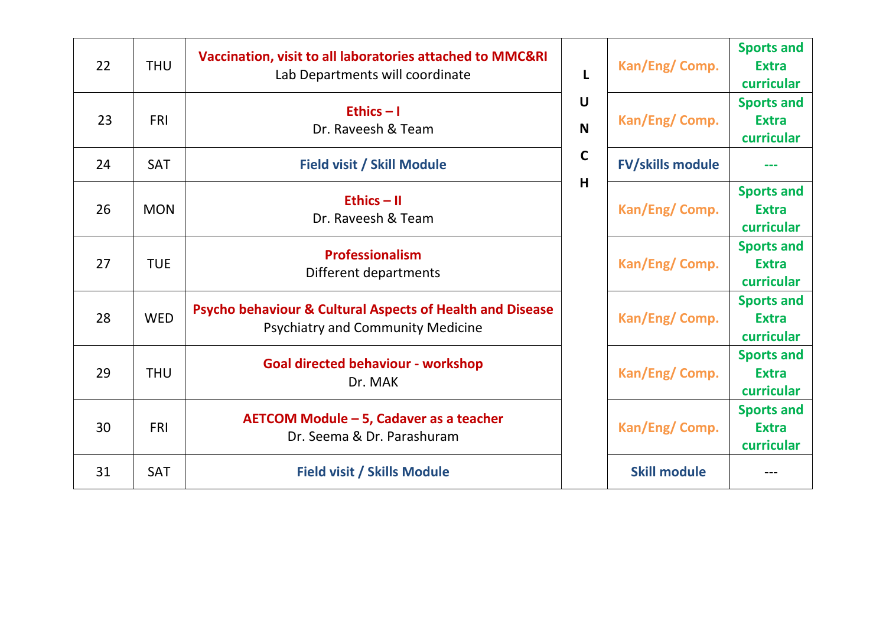| | | | | | |
|---|---|---|---|---|---|
| 22 | THU | **Vaccination, visit to all laboratories attached to MMC&RI**<br>Lab Departments will coordinate | **L<br>U<br>N<br>C<br>H** | **Kan/Eng/ Comp.** | **Sports and Extra curricular** |
| 23 | FRI | **Ethics – I**<br>Dr. Raveesh & Team | | **Kan/Eng/ Comp.** | **Sports and Extra curricular** |
| 24 | SAT | **Field visit / Skill Module** | | **FV/skills module** | --- |
| 26 | MON | **Ethics – II**<br>Dr. Raveesh & Team | | **Kan/Eng/ Comp.** | **Sports and Extra curricular** |
| 27 | TUE | **Professionalism**<br>Different departments | | **Kan/Eng/ Comp.** | **Sports and Extra curricular** |
| 28 | WED | **Psycho behaviour & Cultural Aspects of Health and Disease**<br>Psychiatry and Community Medicine | | **Kan/Eng/ Comp.** | **Sports and Extra curricular** |
| 29 | THU | **Goal directed behaviour - workshop**<br>Dr. MAK | | **Kan/Eng/ Comp.** | **Sports and Extra curricular** |
| 30 | FRI | **AETCOM Module – 5, Cadaver as a teacher**<br>Dr. Seema & Dr. Parashuram | | **Kan/Eng/ Comp.** | **Sports and Extra curricular** |
| 31 | SAT | **Field visit / Skills Module** | | **Skill module** | --- |